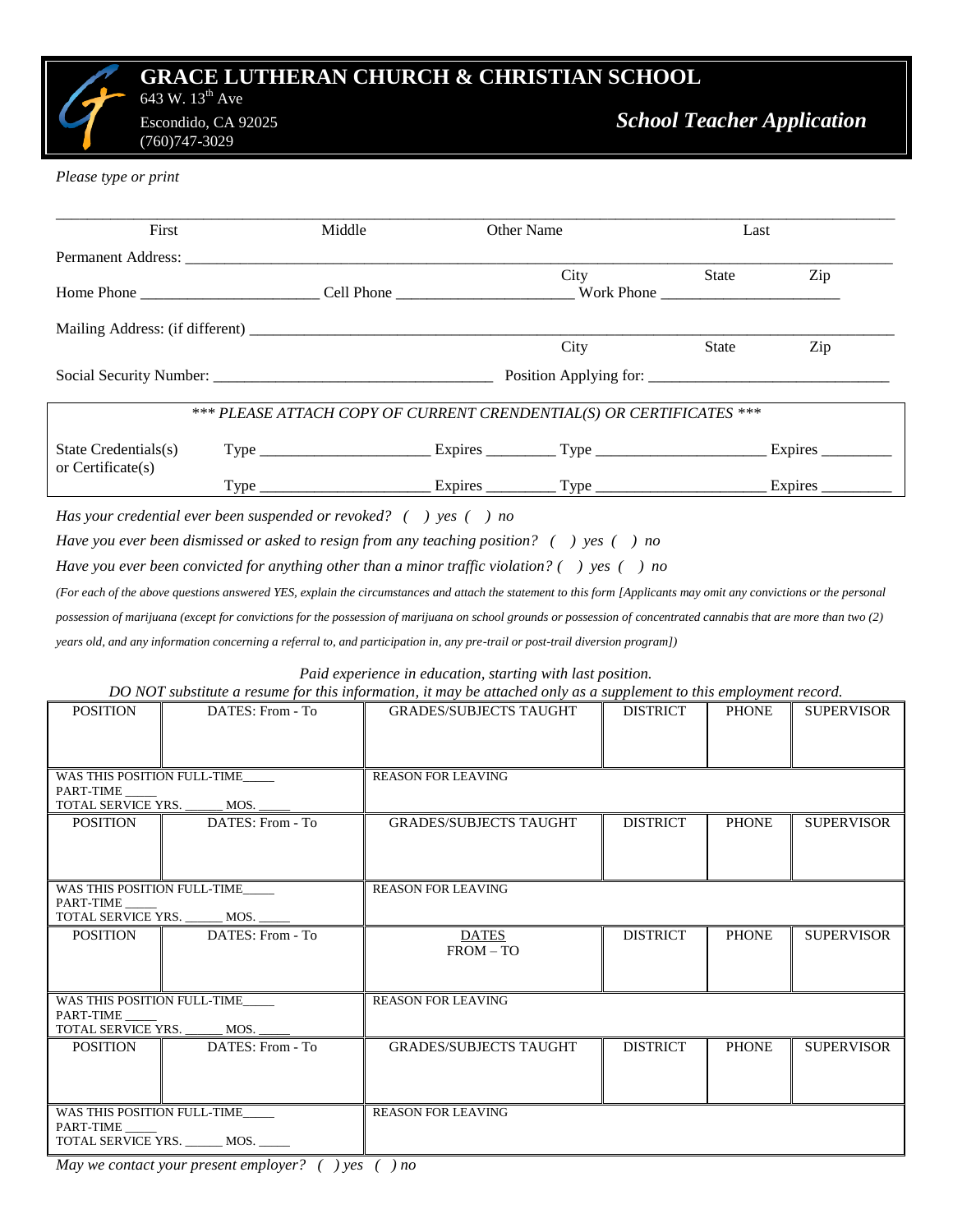# GRACE LUTHERAN CHURCH & CHRISTIAN SCHOOL

643 W. 13th Ave
Escondido, CA 92025
(760)747-3029

***School Teacher Application***

*Please type or print*

_______________________________________________________________________________
First                    Middle                    Other Name                    Last

Permanent Address: ____________________________________________________________
City                    State                    Zip

Home Phone ______________________ Cell Phone ______________________ Work Phone ______________________

Mailing Address: (if different) _______________________________________________
City                    State                    Zip

Social Security Number: ___________________________________ Position Applying for: ______________________________

*\*\*\* PLEASE ATTACH COPY OF CURRENT CRENDENTIAL(S) OR CERTIFICATES \*\*\**

| State Credentials(s) or Certificate(s) | Type _____________________ | Expires _________ | Type _____________________ | Expires _________ |
|---|---|---|---|---|
| | Type _____________________ | Expires _________ | Type _____________________ | Expires _________ |

*Has your credential ever been suspended or revoked? ( ) yes ( ) no*

*Have you ever been dismissed or asked to resign from any teaching position? ( ) yes ( ) no*

*Have you ever been convicted for anything other than a minor traffic violation? ( ) yes ( ) no*

*(For each of the above questions answered YES, explain the circumstances and attach the statement to this form [Applicants may omit any convictions or the personal possession of marijuana (except for convictions for the possession of marijuana on school grounds or possession of concentrated cannabis that are more than two (2) years old, and any information concerning a referral to, and participation in, any pre-trail or post-trail diversion program])*

*Paid experience in education, starting with last position.*
*DO NOT substitute a resume for this information, it may be attached only as a supplement to this employment record.*

| POSITION | DATES: From - To | GRADES/SUBJECTS TAUGHT | DISTRICT | PHONE | SUPERVISOR |
|---|---|---|---|---|---|
| | | | | | |
| WAS THIS POSITION FULL-TIME_____ PART-TIME _____ TOTAL SERVICE YRS. ______ MOS. _____ | | REASON FOR LEAVING | | | |
| POSITION | DATES: From - To | GRADES/SUBJECTS TAUGHT | DISTRICT | PHONE | SUPERVISOR |
| | | | | | |
| WAS THIS POSITION FULL-TIME_____ PART-TIME _____ TOTAL SERVICE YRS. ______ MOS. _____ | | REASON FOR LEAVING | | | |
| POSITION | DATES: From - To | DATES FROM – TO | DISTRICT | PHONE | SUPERVISOR |
| | | | | | |
| WAS THIS POSITION FULL-TIME_____ PART-TIME _____ TOTAL SERVICE YRS. ______ MOS. _____ | | REASON FOR LEAVING | | | |
| POSITION | DATES: From - To | GRADES/SUBJECTS TAUGHT | DISTRICT | PHONE | SUPERVISOR |
| | | | | | |
| WAS THIS POSITION FULL-TIME_____ PART-TIME _____ TOTAL SERVICE YRS. ______ MOS. _____ | | REASON FOR LEAVING | | | |

*May we contact your present employer? ( ) yes ( ) no*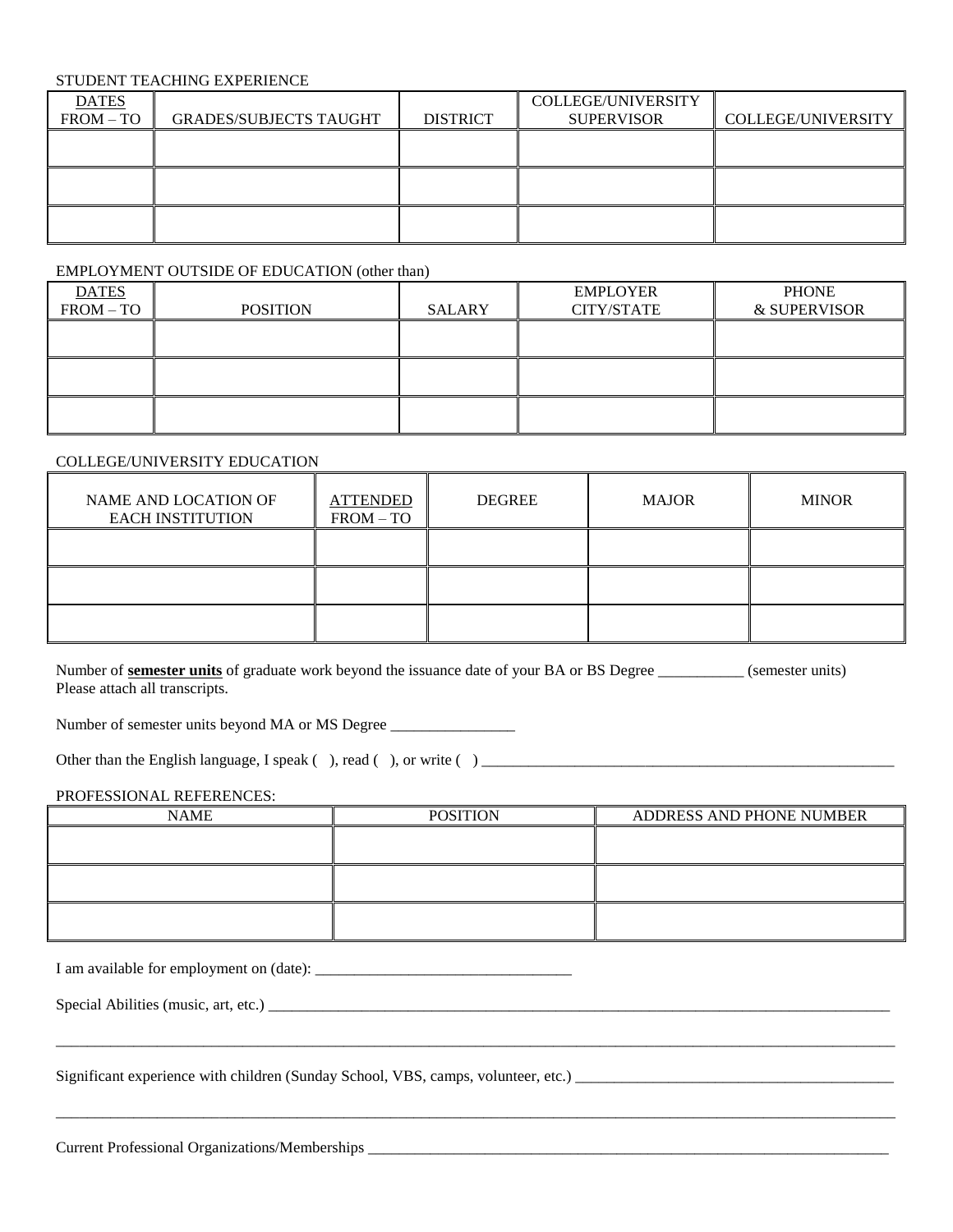STUDENT TEACHING EXPERIENCE

| DATES FROM – TO | GRADES/SUBJECTS TAUGHT | DISTRICT | COLLEGE/UNIVERSITY SUPERVISOR | COLLEGE/UNIVERSITY |
|---|---|---|---|---|
| | | | | |
| | | | | |
| | | | | |

EMPLOYMENT OUTSIDE OF EDUCATION (other than)

| DATES FROM – TO | POSITION | SALARY | EMPLOYER CITY/STATE | PHONE & SUPERVISOR |
|---|---|---|---|---|
| | | | | |
| | | | | |
| | | | | |

COLLEGE/UNIVERSITY EDUCATION

| NAME AND LOCATION OF EACH INSTITUTION | ATTENDED FROM – TO | DEGREE | MAJOR | MINOR |
|---|---|---|---|---|
| | | | | |
| | | | | |
| | | | | |

Number of **semester units** of graduate work beyond the issuance date of your BA or BS Degree ___________ (semester units)
Please attach all transcripts.

Number of semester units beyond MA or MS Degree ________________

Other than the English language, I speak ( ), read ( ), or write ( ) _______________________________________________________

PROFESSIONAL REFERENCES:

| NAME | POSITION | ADDRESS AND PHONE NUMBER |
|---|---|---|
| | | |
| | | |
| | | |

I am available for employment on (date): _________________________________

Special Abilities (music, art, etc.) ___________________________________________________________________________________

_____________________________________________________________________________________________________________

Significant experience with children (Sunday School, VBS, camps, volunteer, etc.) __________________________________________

_____________________________________________________________________________________________________________

Current Professional Organizations/Memberships ____________________________________________________________________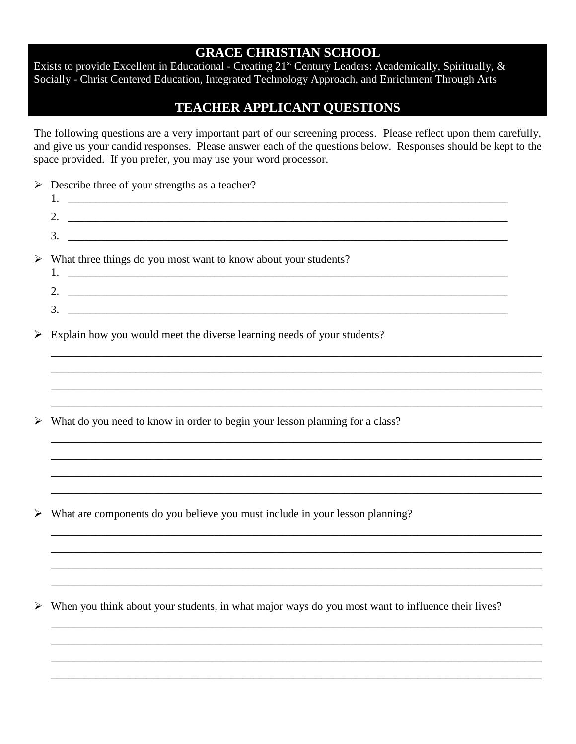# GRACE CHRISTIAN SCHOOL

Exists to provide Excellent in Educational - Creating 21st Century Leaders: Academically, Spiritually, & Socially - Christ Centered Education, Integrated Technology Approach, and Enrichment Through Arts

## TEACHER APPLICANT QUESTIONS

The following questions are a very important part of our screening process. Please reflect upon them carefully, and give us your candid responses. Please answer each of the questions below. Responses should be kept to the space provided. If you prefer, you may use your word processor.

- Describe three of your strengths as a teacher?
  1. ____________________________________________________________________________
  2. ____________________________________________________________________________
  3. ____________________________________________________________________________

- What three things do you most want to know about your students?
  1. ____________________________________________________________________________
  2. ____________________________________________________________________________
  3. ____________________________________________________________________________

- Explain how you would meet the diverse learning needs of your students?

  ________________________________________________________________________________
  ________________________________________________________________________________
  ________________________________________________________________________________
  ________________________________________________________________________________

- What do you need to know in order to begin your lesson planning for a class?

  ________________________________________________________________________________
  ________________________________________________________________________________
  ________________________________________________________________________________
  ________________________________________________________________________________

- What are components do you believe you must include in your lesson planning?

  ________________________________________________________________________________
  ________________________________________________________________________________
  ________________________________________________________________________________
  ________________________________________________________________________________

- When you think about your students, in what major ways do you most want to influence their lives?

  ________________________________________________________________________________
  ________________________________________________________________________________
  ________________________________________________________________________________
  ________________________________________________________________________________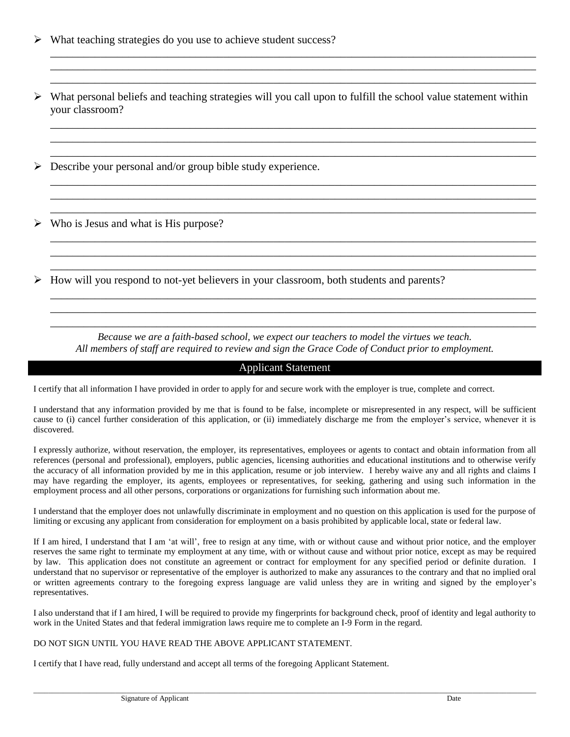- What teaching strategies do you use to achieve student success?

___________________________________________________________________________
___________________________________________________________________________
___________________________________________________________________________

- What personal beliefs and teaching strategies will you call upon to fulfill the school value statement within your classroom?

___________________________________________________________________________
___________________________________________________________________________
___________________________________________________________________________

- Describe your personal and/or group bible study experience.

___________________________________________________________________________
___________________________________________________________________________
___________________________________________________________________________

- Who is Jesus and what is His purpose?

___________________________________________________________________________
___________________________________________________________________________
___________________________________________________________________________

- How will you respond to not-yet believers in your classroom, both students and parents?

___________________________________________________________________________
___________________________________________________________________________
___________________________________________________________________________

*Because we are a faith-based school, we expect our teachers to model the virtues we teach.*
*All members of staff are required to review and sign the Grace Code of Conduct prior to employment.*

## Applicant Statement

I certify that all information I have provided in order to apply for and secure work with the employer is true, complete and correct.

I understand that any information provided by me that is found to be false, incomplete or misrepresented in any respect, will be sufficient cause to (i) cancel further consideration of this application, or (ii) immediately discharge me from the employer's service, whenever it is discovered.

I expressly authorize, without reservation, the employer, its representatives, employees or agents to contact and obtain information from all references (personal and professional), employers, public agencies, licensing authorities and educational institutions and to otherwise verify the accuracy of all information provided by me in this application, resume or job interview. I hereby waive any and all rights and claims I may have regarding the employer, its agents, employees or representatives, for seeking, gathering and using such information in the employment process and all other persons, corporations or organizations for furnishing such information about me.

I understand that the employer does not unlawfully discriminate in employment and no question on this application is used for the purpose of limiting or excusing any applicant from consideration for employment on a basis prohibited by applicable local, state or federal law.

If I am hired, I understand that I am 'at will', free to resign at any time, with or without cause and without prior notice, and the employer reserves the same right to terminate my employment at any time, with or without cause and without prior notice, except as may be required by law. This application does not constitute an agreement or contract for employment for any specified period or definite duration. I understand that no supervisor or representative of the employer is authorized to make any assurances to the contrary and that no implied oral or written agreements contrary to the foregoing express language are valid unless they are in writing and signed by the employer's representatives.

I also understand that if I am hired, I will be required to provide my fingerprints for background check, proof of identity and legal authority to work in the United States and that federal immigration laws require me to complete an I-9 Form in the regard.

DO NOT SIGN UNTIL YOU HAVE READ THE ABOVE APPLICANT STATEMENT.

I certify that I have read, fully understand and accept all terms of the foregoing Applicant Statement.

___________________________________________________________________________

Signature of Applicant Date